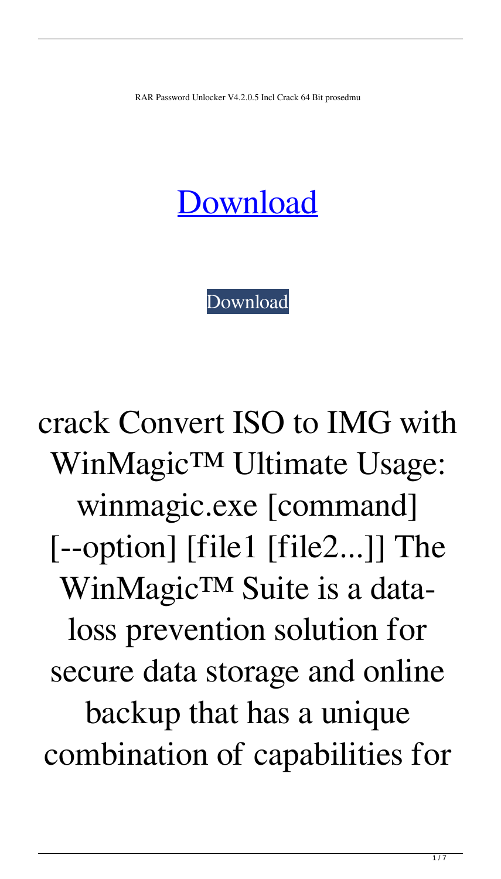RAR Password Unlocker V4.2.0.5 Incl Crack 64 Bit prosedmu

# [Download](#)

[Download](#)

crack Convert ISO to IMG with WinMagic™ Ultimate Usage: winmagic.exe [command] [--option] [file1 [file2...]] The WinMagic™ Suite is a data-loss prevention solution for secure data storage and online backup that has a unique combination of capabilities for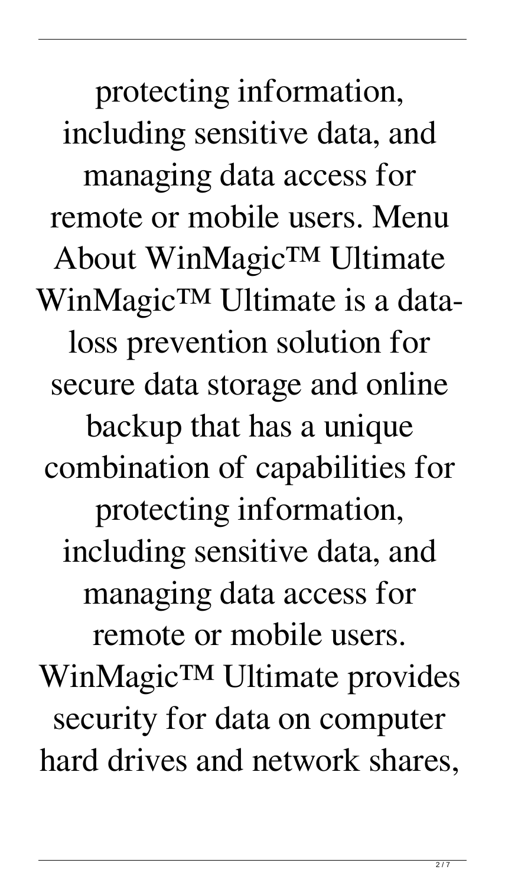protecting information, including sensitive data, and managing data access for remote or mobile users. Menu About WinMagic™ Ultimate WinMagic™ Ultimate is a data-loss prevention solution for secure data storage and online backup that has a unique combination of capabilities for protecting information, including sensitive data, and managing data access for remote or mobile users. WinMagic™ Ultimate provides security for data on computer hard drives and network shares,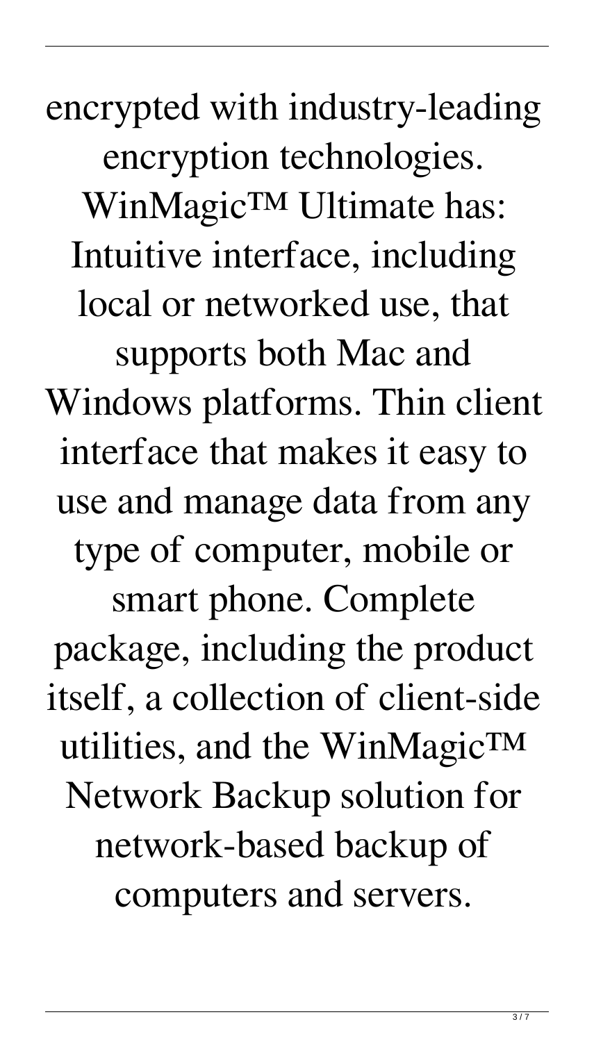encrypted with industry-leading encryption technologies. WinMagic™ Ultimate has: Intuitive interface, including local or networked use, that supports both Mac and Windows platforms. Thin client interface that makes it easy to use and manage data from any type of computer, mobile or smart phone. Complete package, including the product itself, a collection of client-side utilities, and the WinMagic™ Network Backup solution for network-based backup of computers and servers.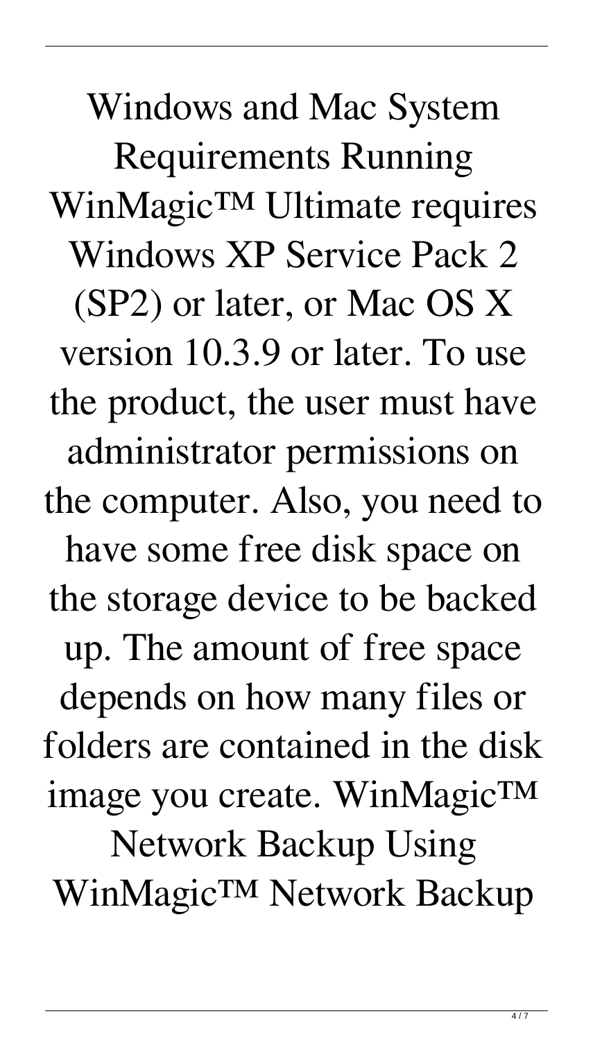Windows and Mac System Requirements Running WinMagic™ Ultimate requires Windows XP Service Pack 2 (SP2) or later, or Mac OS X version 10.3.9 or later. To use the product, the user must have administrator permissions on the computer. Also, you need to have some free disk space on the storage device to be backed up. The amount of free space depends on how many files or folders are contained in the disk image you create. WinMagic™ Network Backup Using WinMagic™ Network Backup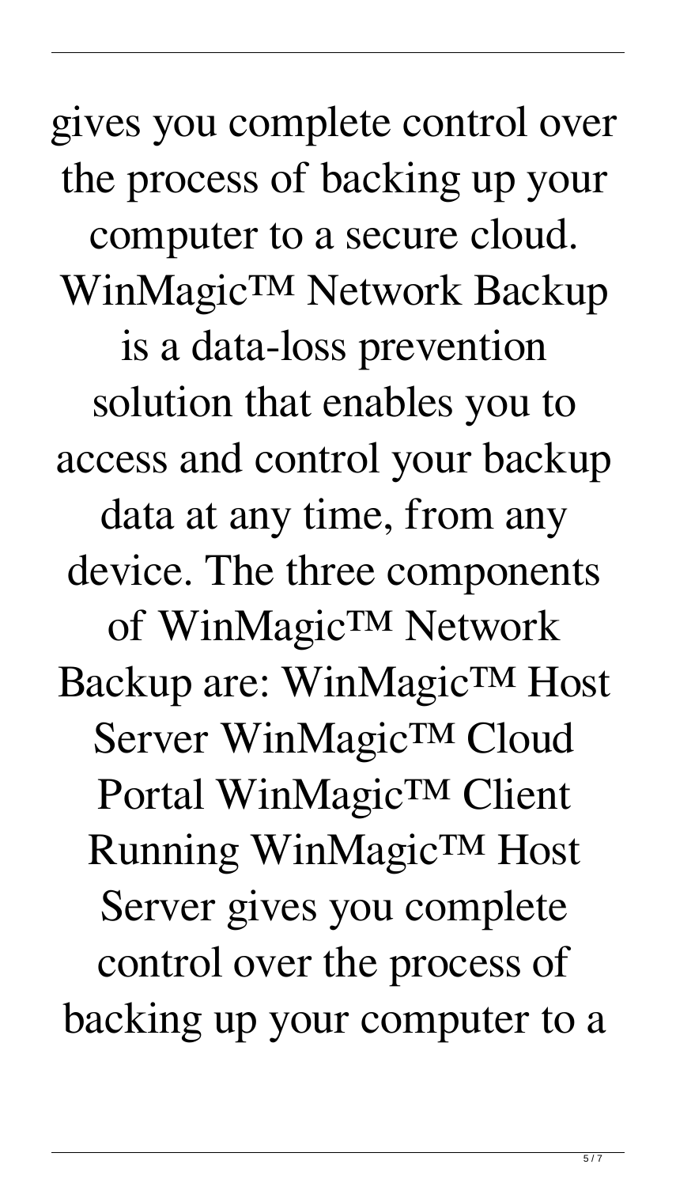gives you complete control over the process of backing up your computer to a secure cloud. WinMagic™ Network Backup is a data-loss prevention solution that enables you to access and control your backup data at any time, from any device. The three components of WinMagic™ Network Backup are: WinMagic™ Host Server WinMagic™ Cloud Portal WinMagic™ Client Running WinMagic™ Host Server gives you complete control over the process of backing up your computer to a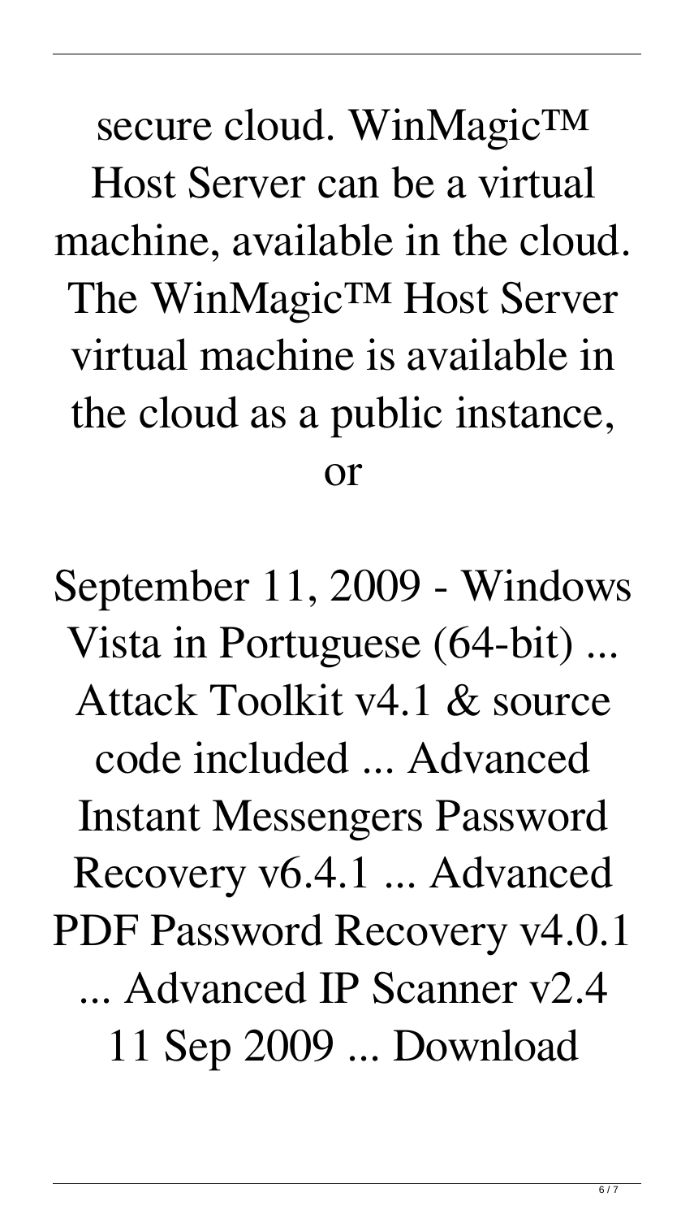secure cloud. WinMagic™ Host Server can be a virtual machine, available in the cloud. The WinMagic™ Host Server virtual machine is available in the cloud as a public instance, or

September 11, 2009 - Windows Vista in Portuguese (64-bit) ... Attack Toolkit v4.1 & source code included ... Advanced Instant Messengers Password Recovery v6.4.1 ... Advanced PDF Password Recovery v4.0.1 ... Advanced IP Scanner v2.4 11 Sep 2009 ... Download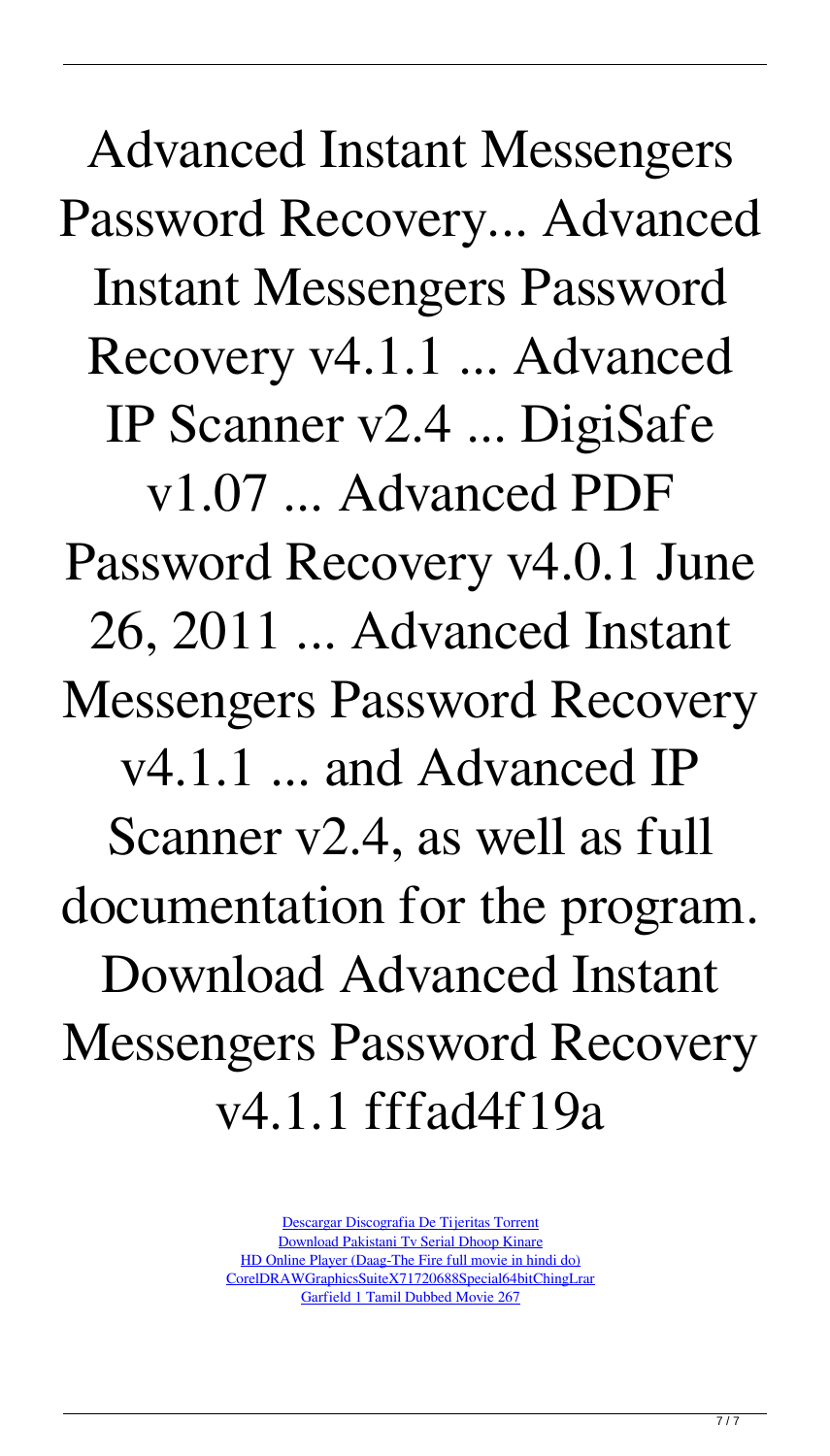Advanced Instant Messengers Password Recovery... Advanced Instant Messengers Password Recovery v4.1.1 ... Advanced IP Scanner v2.4 ... DigiSafe v1.07 ... Advanced PDF Password Recovery v4.0.1 June 26, 2011 ... Advanced Instant Messengers Password Recovery v4.1.1 ... and Advanced IP Scanner v2.4, as well as full documentation for the program. Download Advanced Instant Messengers Password Recovery v4.1.1 fffad4f19a

Descargar Discografia De Tijeritas Torrent
Download Pakistani Tv Serial Dhoop Kinare
HD Online Player (Daag-The Fire full movie in hindi do)
CorelDRAWGraphicsSuiteX71720688Special64bitChingLrar
Garfield 1 Tamil Dubbed Movie 267